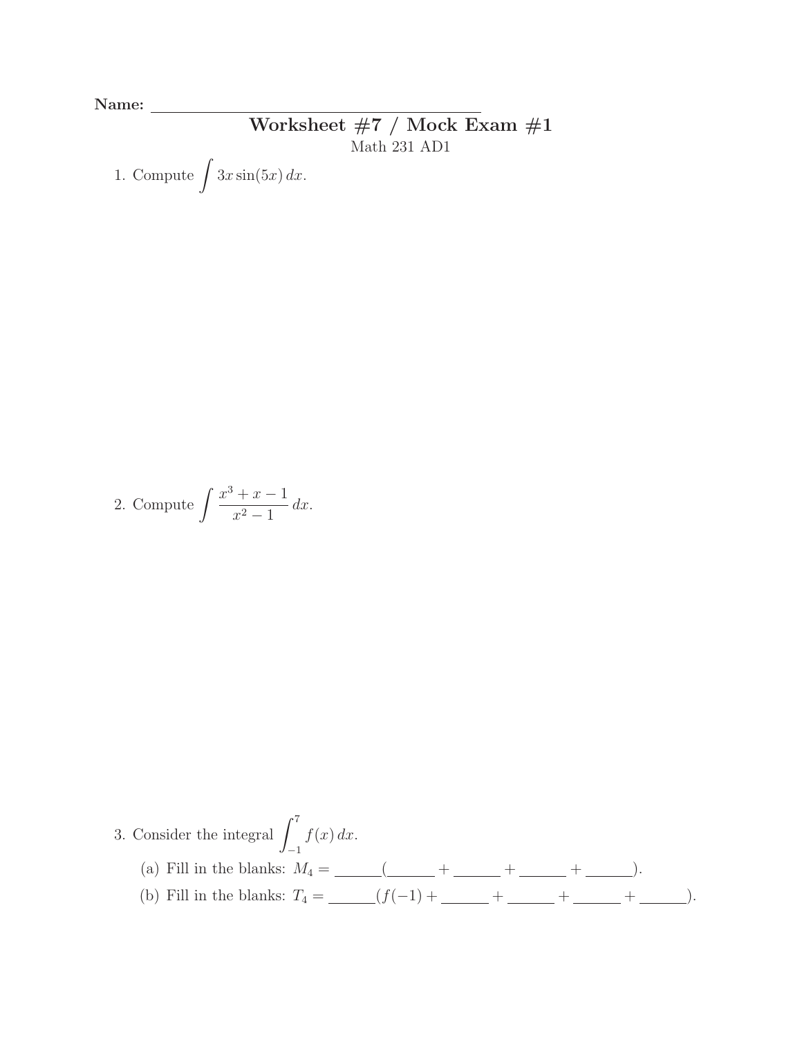**Name:** ________________________________

# Worksheet #7 / Mock Exam #1

Math 231 AD1

1. Compute $\int 3x \sin(5x)\, dx$.

2. Compute $\int \frac{x^3 + x - 1}{x^2 - 1}\, dx$.

3. Consider the integral $\int_{-1}^{7} f(x)\, dx$.

   (a) Fill in the blanks: $M_4 =$ ______(______ + ______ + ______ + ______).

   (b) Fill in the blanks: $T_4 =$ ______($f(-1)$ + ______ + ______ + ______ + ______).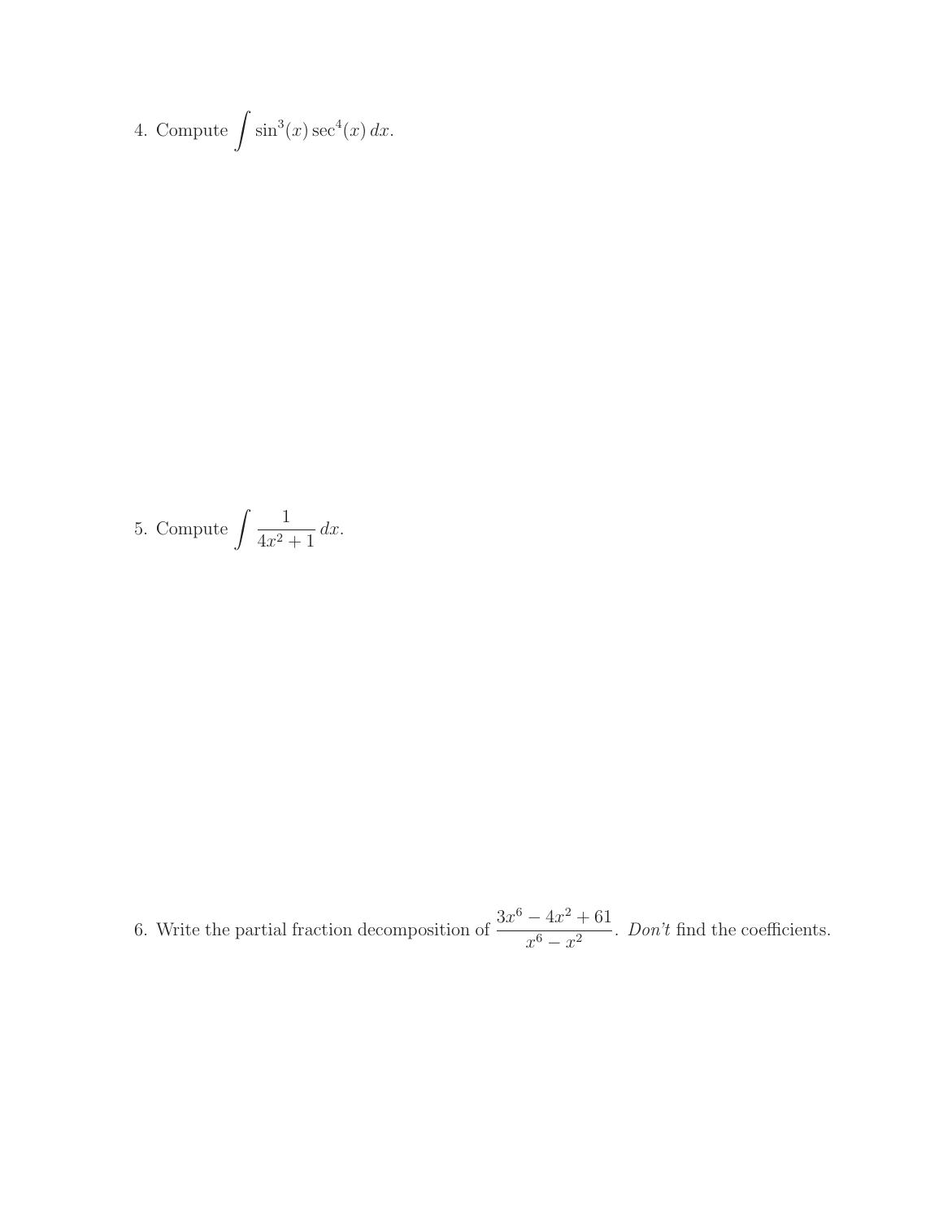4. Compute $\int \sin^3(x) \sec^4(x)\, dx$.

5. Compute $\int \frac{1}{4x^2+1}\, dx$.

6. Write the partial fraction decomposition of $\frac{3x^6 - 4x^2 + 61}{x^6 - x^2}$. *Don't* find the coefficients.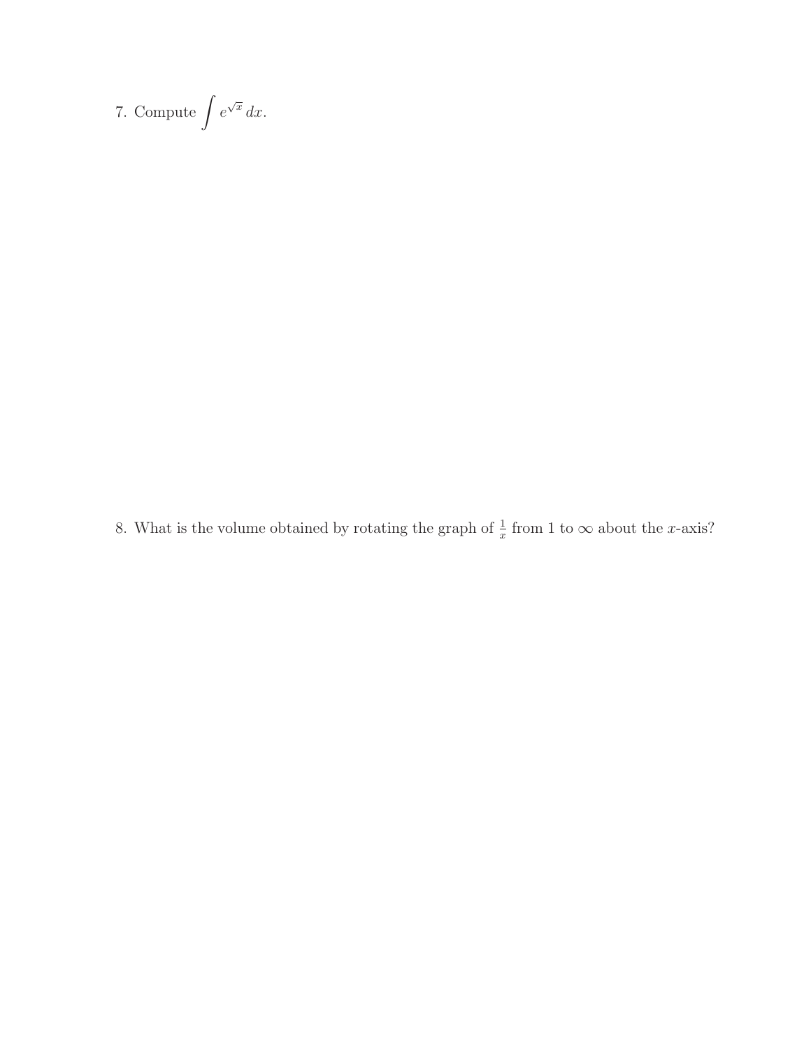7. Compute $\int e^{\sqrt{x}}\, dx$.

8. What is the volume obtained by rotating the graph of $\frac{1}{x}$ from 1 to $\infty$ about the $x$-axis?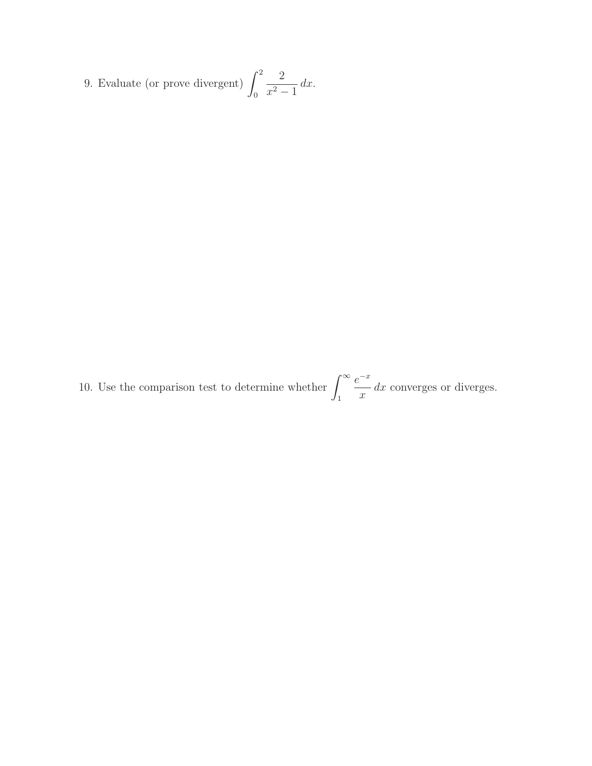9. Evaluate (or prove divergent) $\displaystyle\int_0^2 \frac{2}{x^2 - 1}\, dx$.

10. Use the comparison test to determine whether $\displaystyle\int_1^\infty \frac{e^{-x}}{x}\, dx$ converges or diverges.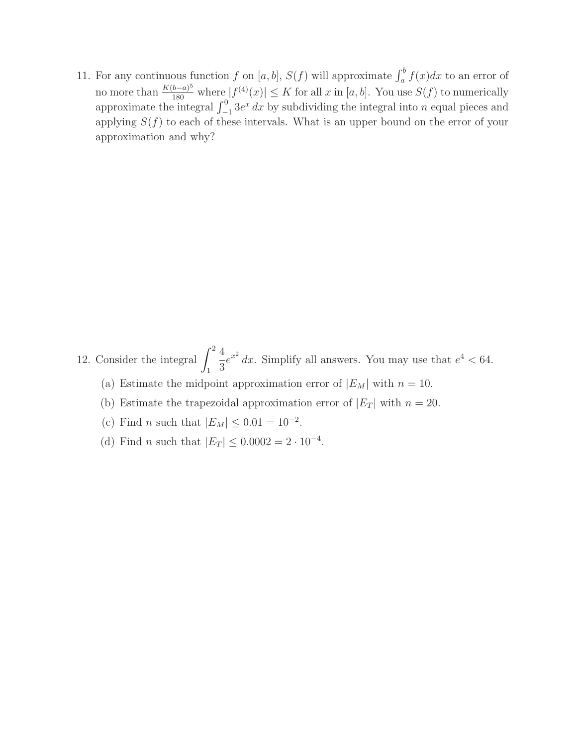11. For any continuous function $f$ on $[a, b]$, $S(f)$ will approximate $\int_a^b f(x)dx$ to an error of no more than $\frac{K(b-a)^5}{180}$ where $|f^{(4)}(x)| \leq K$ for all $x$ in $[a, b]$. You use $S(f)$ to numerically approximate the integral $\int_{-1}^{0} 3e^x\, dx$ by subdividing the integral into $n$ equal pieces and applying $S(f)$ to each of these intervals. What is an upper bound on the error of your approximation and why?

12. Consider the integral $\displaystyle\int_1^2 \frac{4}{3}e^{x^2}\, dx$. Simplify all answers. You may use that $e^4 < 64$.

    (a) Estimate the midpoint approximation error of $|E_M|$ with $n = 10$.

    (b) Estimate the trapezoidal approximation error of $|E_T|$ with $n = 20$.

    (c) Find $n$ such that $|E_M| \leq 0.01 = 10^{-2}$.

    (d) Find $n$ such that $|E_T| \leq 0.0002 = 2 \cdot 10^{-4}$.